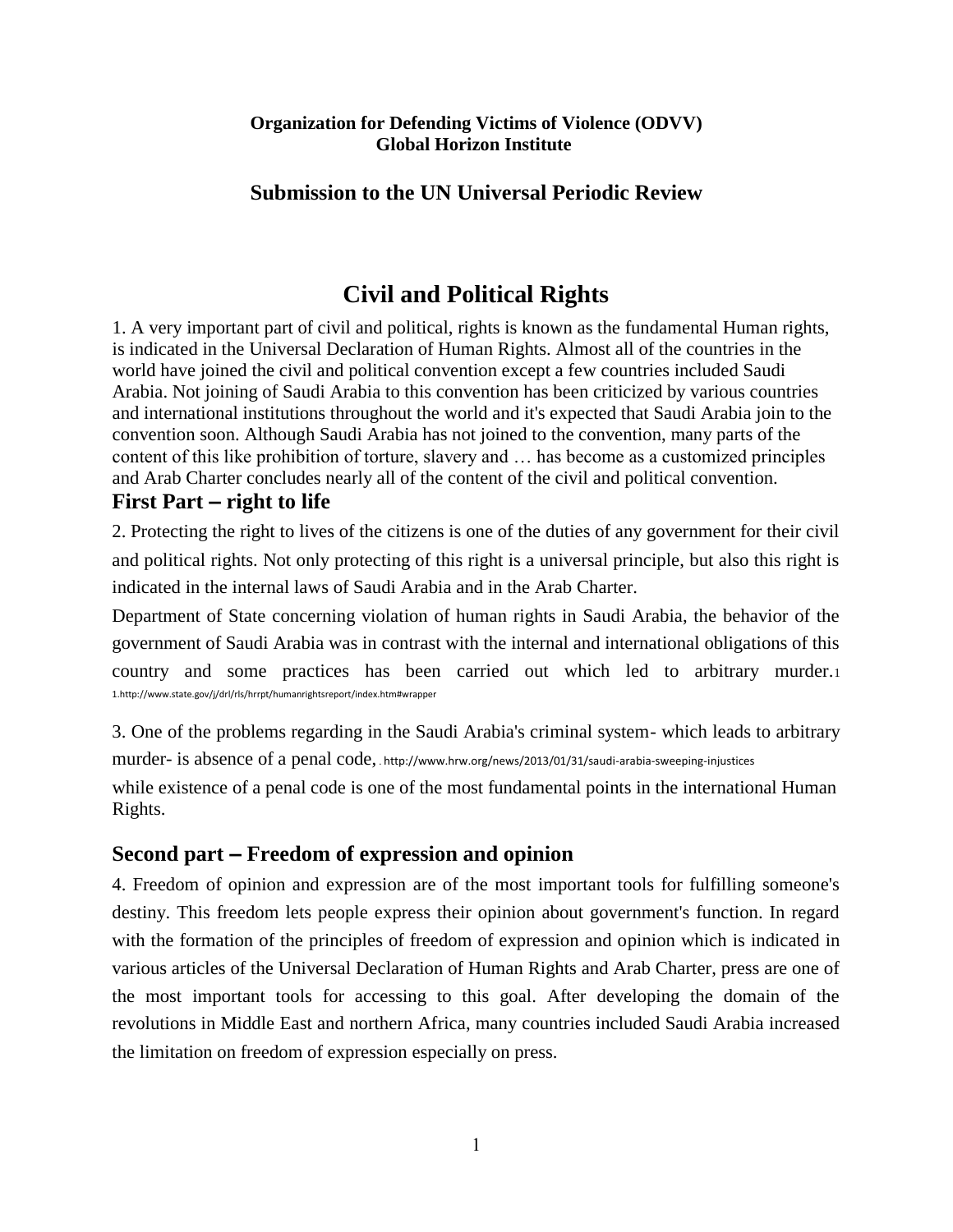**Organization for Defending Victims of Violence (ODVV)**
**Global Horizon Institute**

## Submission to the UN Universal Periodic Review

# Civil and Political Rights

1. A very important part of civil and political, rights is known as the fundamental Human rights, is indicated in the Universal Declaration of Human Rights. Almost all of the countries in the world have joined the civil and political convention except a few countries included Saudi Arabia. Not joining of Saudi Arabia to this convention has been criticized by various countries and international institutions throughout the world and it's expected that Saudi Arabia join to the convention soon. Although Saudi Arabia has not joined to the convention, many parts of the content of this like prohibition of torture, slavery and … has become as a customized principles and Arab Charter concludes nearly all of the content of the civil and political convention.

## First Part – right to life

2. Protecting the right to lives of the citizens is one of the duties of any government for their civil and political rights. Not only protecting of this right is a universal principle, but also this right is indicated in the internal laws of Saudi Arabia and in the Arab Charter.

Department of State concerning violation of human rights in Saudi Arabia, the behavior of the government of Saudi Arabia was in contrast with the internal and international obligations of this country and some practices has been carried out which led to arbitrary murder.[1]

1.http://www.state.gov/j/drl/rls/hrrpt/humanrightsreport/index.htm#wrapper

3. One of the problems regarding in the Saudi Arabia's criminal system- which leads to arbitrary murder- is absence of a penal code, . http://www.hrw.org/news/2013/01/31/saudi-arabia-sweeping-injustices

while existence of a penal code is one of the most fundamental points in the international Human Rights.

## Second part – Freedom of expression and opinion

4. Freedom of opinion and expression are of the most important tools for fulfilling someone's destiny. This freedom lets people express their opinion about government's function. In regard with the formation of the principles of freedom of expression and opinion which is indicated in various articles of the Universal Declaration of Human Rights and Arab Charter, press are one of the most important tools for accessing to this goal. After developing the domain of the revolutions in Middle East and northern Africa, many countries included Saudi Arabia increased the limitation on freedom of expression especially on press.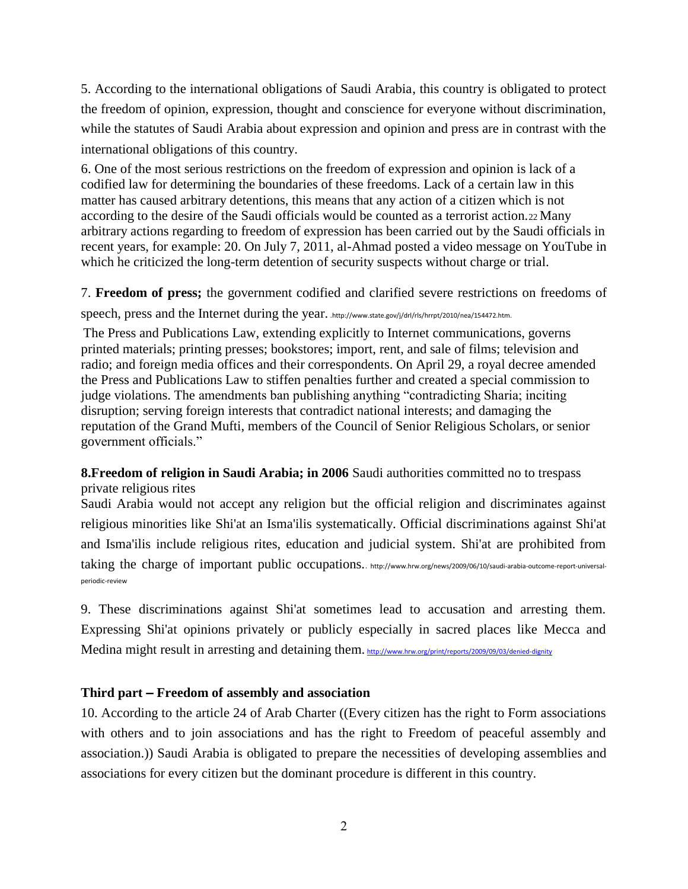5. According to the international obligations of Saudi Arabia, this country is obligated to protect the freedom of opinion, expression, thought and conscience for everyone without discrimination, while the statutes of Saudi Arabia about expression and opinion and press are in contrast with the international obligations of this country.

6. One of the most serious restrictions on the freedom of expression and opinion is lack of a codified law for determining the boundaries of these freedoms. Lack of a certain law in this matter has caused arbitrary detentions, this means that any action of a citizen which is not according to the desire of the Saudi officials would be counted as a terrorist action.[22] Many arbitrary actions regarding to freedom of expression has been carried out by the Saudi officials in recent years, for example: 20. On July 7, 2011, al-Ahmad posted a video message on YouTube in which he criticized the long-term detention of security suspects without charge or trial.

7. **Freedom of press;** the government codified and clarified severe restrictions on freedoms of speech, press and the Internet during the year. .http://www.state.gov/j/drl/rls/hrrpt/2010/nea/154472.htm.

The Press and Publications Law, extending explicitly to Internet communications, governs printed materials; printing presses; bookstores; import, rent, and sale of films; television and radio; and foreign media offices and their correspondents. On April 29, a royal decree amended the Press and Publications Law to stiffen penalties further and created a special commission to judge violations. The amendments ban publishing anything "contradicting Sharia; inciting disruption; serving foreign interests that contradict national interests; and damaging the reputation of the Grand Mufti, members of the Council of Senior Religious Scholars, or senior government officials."

**8.Freedom of religion in Saudi Arabia; in 2006** Saudi authorities committed no to trespass private religious rites

Saudi Arabia would not accept any religion but the official religion and discriminates against religious minorities like Shi'at an Isma'ilis systematically. Official discriminations against Shi'at and Isma'ilis include religious rites, education and judicial system. Shi'at are prohibited from taking the charge of important public occupations.. http://www.hrw.org/news/2009/06/10/saudi-arabia-outcome-report-universal-periodic-review

9. These discriminations against Shi'at sometimes lead to accusation and arresting them. Expressing Shi'at opinions privately or publicly especially in sacred places like Mecca and Medina might result in arresting and detaining them. http://www.hrw.org/print/reports/2009/09/03/denied-dignity

### Third part – Freedom of assembly and association

10. According to the article 24 of Arab Charter ((Every citizen has the right to Form associations with others and to join associations and has the right to Freedom of peaceful assembly and association.)) Saudi Arabia is obligated to prepare the necessities of developing assemblies and associations for every citizen but the dominant procedure is different in this country.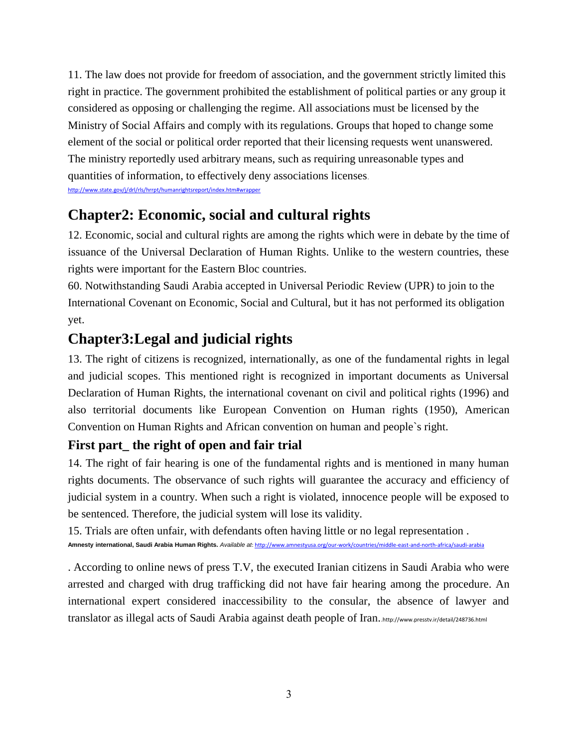11. The law does not provide for freedom of association, and the government strictly limited this right in practice. The government prohibited the establishment of political parties or any group it considered as opposing or challenging the regime. All associations must be licensed by the Ministry of Social Affairs and comply with its regulations. Groups that hoped to change some element of the social or political order reported that their licensing requests went unanswered. The ministry reportedly used arbitrary means, such as requiring unreasonable types and quantities of information, to effectively deny associations licenses.

http://www.state.gov/j/drl/rls/hrrpt/humanrightsreport/index.htm#wrapper

## Chapter2: Economic, social and cultural rights

12. Economic, social and cultural rights are among the rights which were in debate by the time of issuance of the Universal Declaration of Human Rights. Unlike to the western countries, these rights were important for the Eastern Bloc countries.

60. Notwithstanding Saudi Arabia accepted in Universal Periodic Review (UPR) to join to the International Covenant on Economic, Social and Cultural, but it has not performed its obligation yet.

## Chapter3:Legal and judicial rights

13. The right of citizens is recognized, internationally, as one of the fundamental rights in legal and judicial scopes. This mentioned right is recognized in important documents as Universal Declaration of Human Rights, the international covenant on civil and political rights (1996) and also territorial documents like European Convention on Human rights (1950), American Convention on Human Rights and African convention on human and people`s right.

### First part_ the right of open and fair trial

14. The right of fair hearing is one of the fundamental rights and is mentioned in many human rights documents. The observance of such rights will guarantee the accuracy and efficiency of judicial system in a country. When such a right is violated, innocence people will be exposed to be sentenced. Therefore, the judicial system will lose its validity.

15. Trials are often unfair, with defendants often having little or no legal representation .

**Amnesty international, Saudi Arabia Human Rights.** *Available at*: http://www.amnestyusa.org/our-work/countries/middle-east-and-north-africa/saudi-arabia

. According to online news of press T.V, the executed Iranian citizens in Saudi Arabia who were arrested and charged with drug trafficking did not have fair hearing among the procedure. An international expert considered inaccessibility to the consular, the absence of lawyer and translator as illegal acts of Saudi Arabia against death people of Iran. .http://www.presstv.ir/detail/248736.html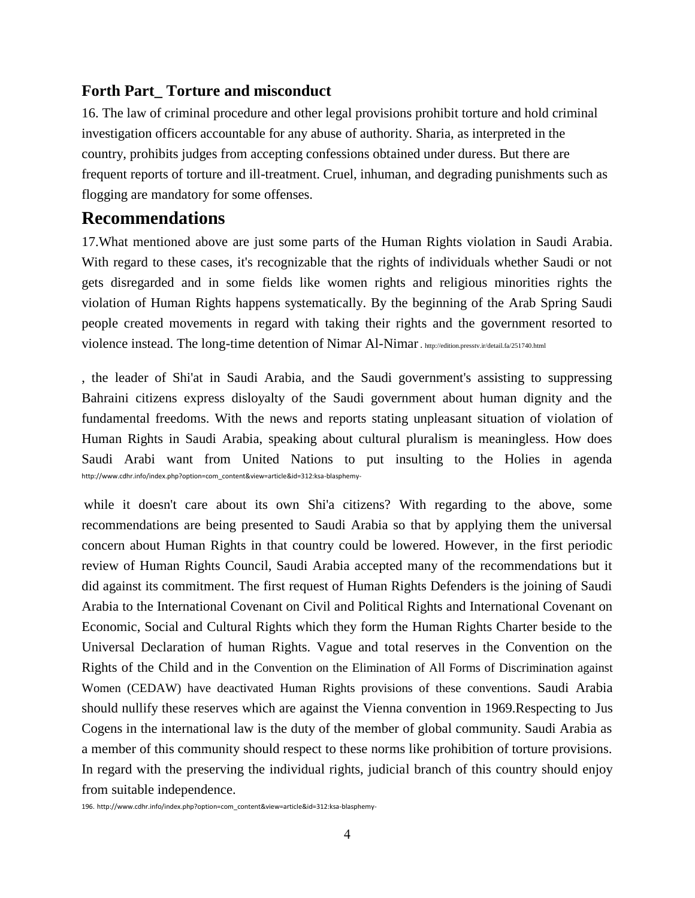### Forth Part_ Torture and misconduct

16. The law of criminal procedure and other legal provisions prohibit torture and hold criminal investigation officers accountable for any abuse of authority. Sharia, as interpreted in the country, prohibits judges from accepting confessions obtained under duress. But there are frequent reports of torture and ill-treatment. Cruel, inhuman, and degrading punishments such as flogging are mandatory for some offenses.

## Recommendations

17.What mentioned above are just some parts of the Human Rights violation in Saudi Arabia. With regard to these cases, it's recognizable that the rights of individuals whether Saudi or not gets disregarded and in some fields like women rights and religious minorities rights the violation of Human Rights happens systematically. By the beginning of the Arab Spring Saudi people created movements in regard with taking their rights and the government resorted to violence instead. The long-time detention of Nimar Al-Nimar. http://edition.presstv.ir/detail.fa/251740.html

, the leader of Shi'at in Saudi Arabia, and the Saudi government's assisting to suppressing Bahraini citizens express disloyalty of the Saudi government about human dignity and the fundamental freedoms. With the news and reports stating unpleasant situation of violation of Human Rights in Saudi Arabia, speaking about cultural pluralism is meaningless. How does Saudi Arabi want from United Nations to put insulting to the Holies in agenda http://www.cdhr.info/index.php?option=com_content&view=article&id=312:ksa-blasphemy-

while it doesn't care about its own Shi'a citizens? With regarding to the above, some recommendations are being presented to Saudi Arabia so that by applying them the universal concern about Human Rights in that country could be lowered. However, in the first periodic review of Human Rights Council, Saudi Arabia accepted many of the recommendations but it did against its commitment. The first request of Human Rights Defenders is the joining of Saudi Arabia to the International Covenant on Civil and Political Rights and International Covenant on Economic, Social and Cultural Rights which they form the Human Rights Charter beside to the Universal Declaration of human Rights. Vague and total reserves in the Convention on the Rights of the Child and in the Convention on the Elimination of All Forms of Discrimination against Women (CEDAW) have deactivated Human Rights provisions of these conventions. Saudi Arabia should nullify these reserves which are against the Vienna convention in 1969.Respecting to Jus Cogens in the international law is the duty of the member of global community. Saudi Arabia as a member of this community should respect to these norms like prohibition of torture provisions. In regard with the preserving the individual rights, judicial branch of this country should enjoy from suitable independence.

196. http://www.cdhr.info/index.php?option=com_content&view=article&id=312:ksa-blasphemy-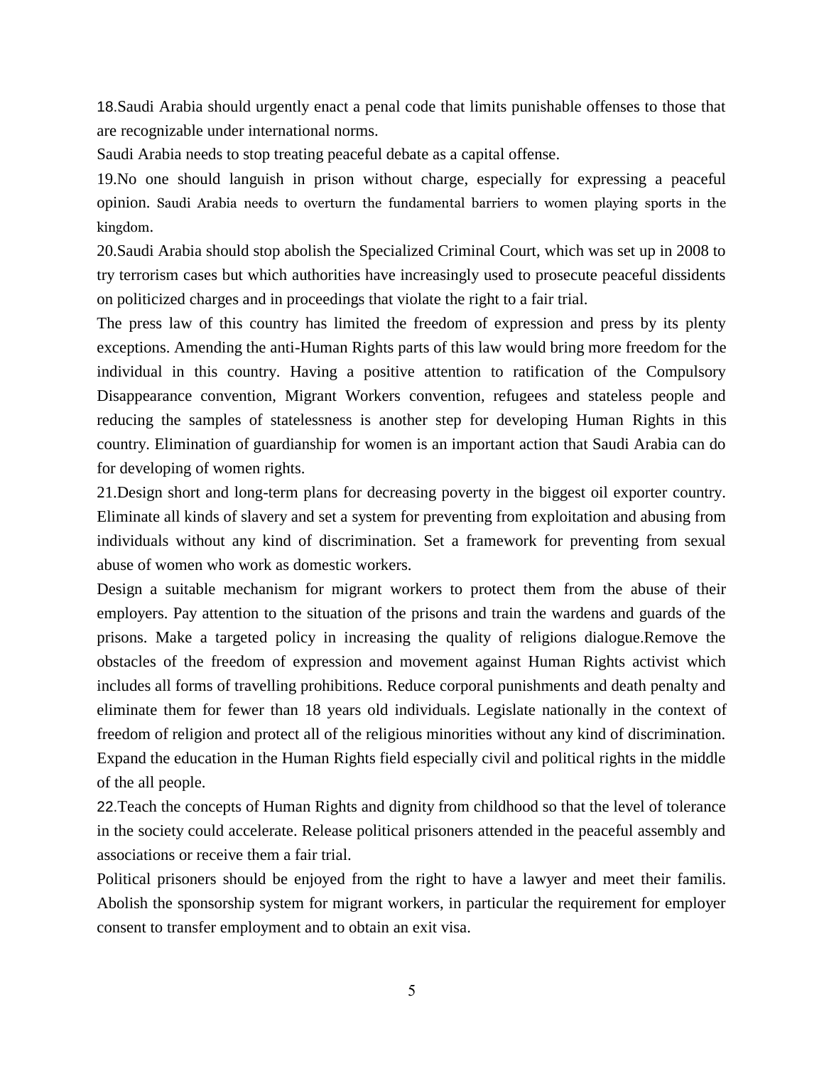18.Saudi Arabia should urgently enact a penal code that limits punishable offenses to those that are recognizable under international norms.

Saudi Arabia needs to stop treating peaceful debate as a capital offense.

19.No one should languish in prison without charge, especially for expressing a peaceful opinion. Saudi Arabia needs to overturn the fundamental barriers to women playing sports in the kingdom.

20.Saudi Arabia should stop abolish the Specialized Criminal Court, which was set up in 2008 to try terrorism cases but which authorities have increasingly used to prosecute peaceful dissidents on politicized charges and in proceedings that violate the right to a fair trial.

The press law of this country has limited the freedom of expression and press by its plenty exceptions. Amending the anti-Human Rights parts of this law would bring more freedom for the individual in this country. Having a positive attention to ratification of the Compulsory Disappearance convention, Migrant Workers convention, refugees and stateless people and reducing the samples of statelessness is another step for developing Human Rights in this country. Elimination of guardianship for women is an important action that Saudi Arabia can do for developing of women rights.

21.Design short and long-term plans for decreasing poverty in the biggest oil exporter country. Eliminate all kinds of slavery and set a system for preventing from exploitation and abusing from individuals without any kind of discrimination. Set a framework for preventing from sexual abuse of women who work as domestic workers.

Design a suitable mechanism for migrant workers to protect them from the abuse of their employers. Pay attention to the situation of the prisons and train the wardens and guards of the prisons. Make a targeted policy in increasing the quality of religions dialogue.Remove the obstacles of the freedom of expression and movement against Human Rights activist which includes all forms of travelling prohibitions. Reduce corporal punishments and death penalty and eliminate them for fewer than 18 years old individuals. Legislate nationally in the context of freedom of religion and protect all of the religious minorities without any kind of discrimination. Expand the education in the Human Rights field especially civil and political rights in the middle of the all people.

22.Teach the concepts of Human Rights and dignity from childhood so that the level of tolerance in the society could accelerate. Release political prisoners attended in the peaceful assembly and associations or receive them a fair trial.

Political prisoners should be enjoyed from the right to have a lawyer and meet their familis. Abolish the sponsorship system for migrant workers, in particular the requirement for employer consent to transfer employment and to obtain an exit visa.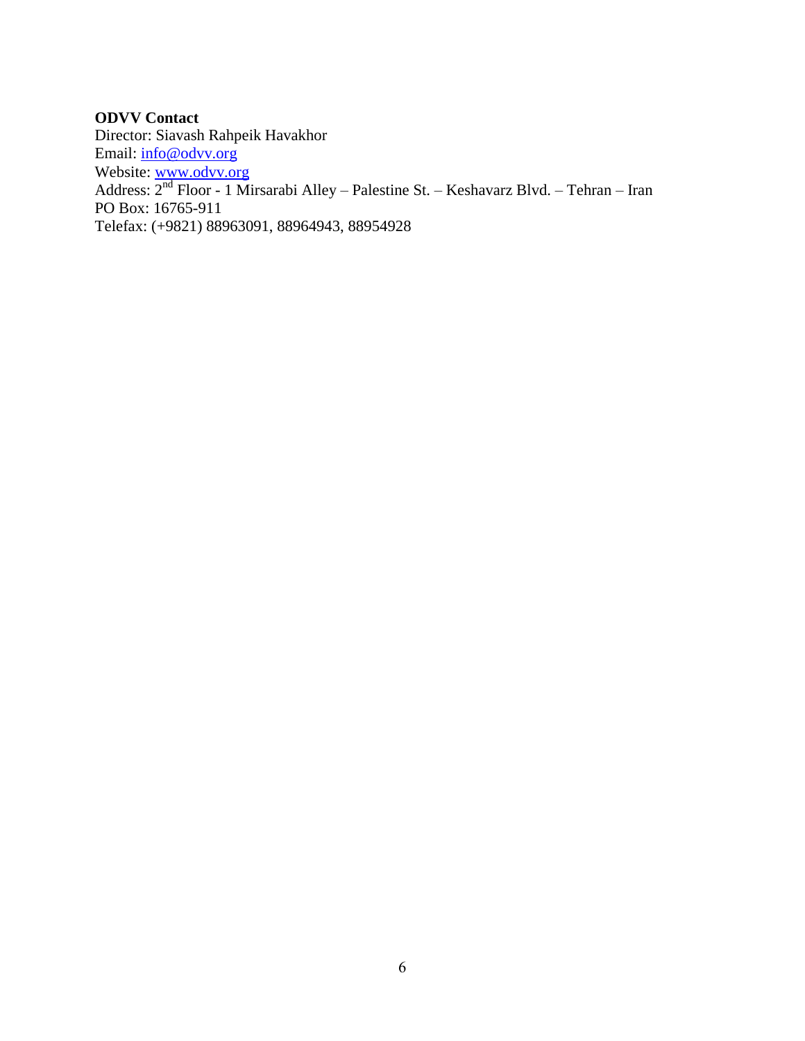**ODVV Contact**

Director: Siavash Rahpeik Havakhor
Email: info@odvv.org
Website: www.odvv.org
Address: 2nd Floor - 1 Mirsarabi Alley – Palestine St. – Keshavarz Blvd. – Tehran – Iran
PO Box: 16765-911
Telefax: (+9821) 88963091, 88964943, 88954928